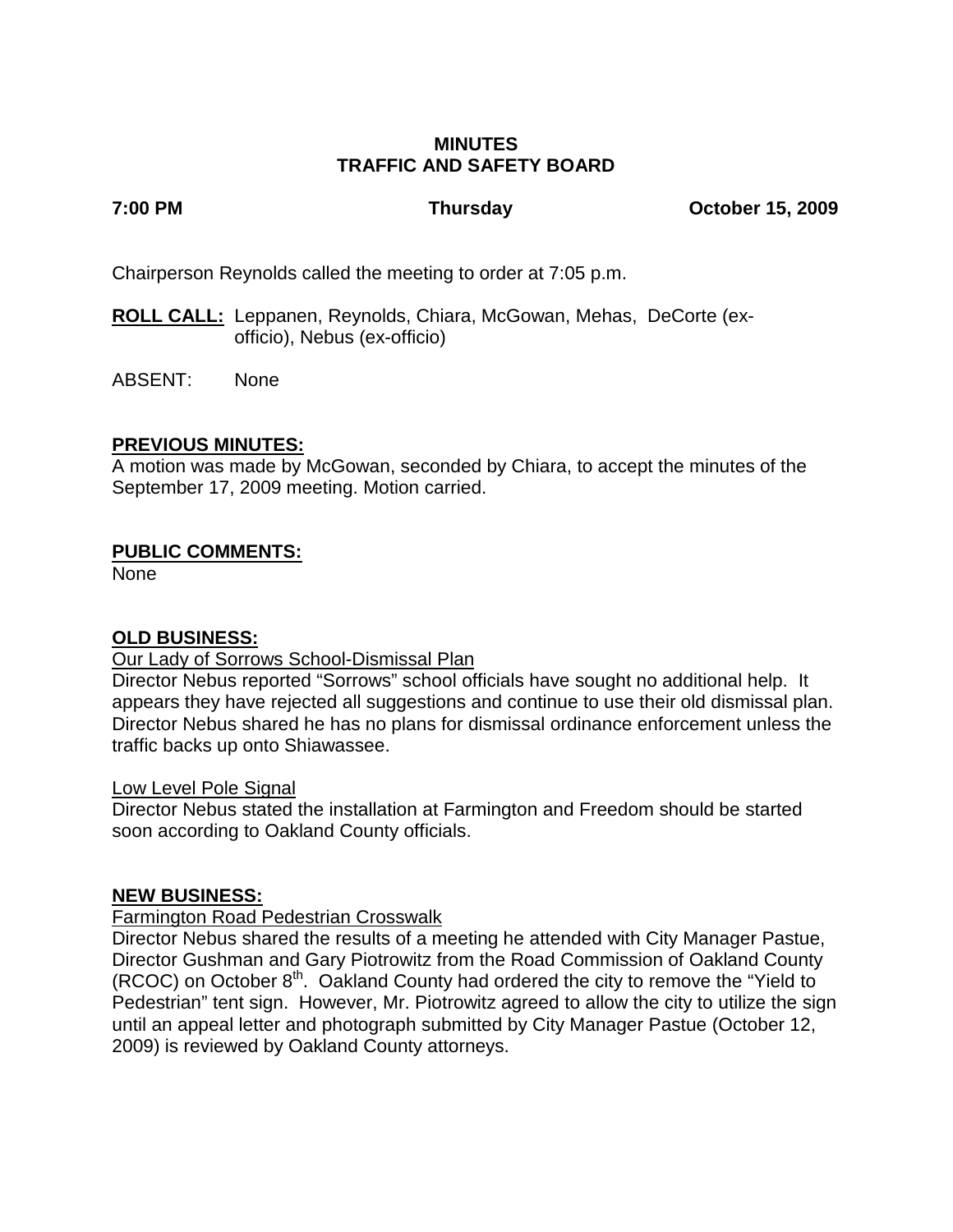**MINUTES**
**TRAFFIC AND SAFETY BOARD**

**7:00 PM** **Thursday** **October 15, 2009**

Chairperson Reynolds called the meeting to order at 7:05 p.m.

**ROLL CALL:** Leppanen, Reynolds, Chiara, McGowan, Mehas, DeCorte (ex-officio), Nebus (ex-officio)

ABSENT: None

**PREVIOUS MINUTES:**
A motion was made by McGowan, seconded by Chiara, to accept the minutes of the September 17, 2009 meeting. Motion carried.

**PUBLIC COMMENTS:**
None

**OLD BUSINESS:**

Our Lady of Sorrows School-Dismissal Plan

Director Nebus reported "Sorrows" school officials have sought no additional help. It appears they have rejected all suggestions and continue to use their old dismissal plan. Director Nebus shared he has no plans for dismissal ordinance enforcement unless the traffic backs up onto Shiawassee.

Low Level Pole Signal

Director Nebus stated the installation at Farmington and Freedom should be started soon according to Oakland County officials.

**NEW BUSINESS:**

Farmington Road Pedestrian Crosswalk

Director Nebus shared the results of a meeting he attended with City Manager Pastue, Director Gushman and Gary Piotrowitz from the Road Commission of Oakland County (RCOC) on October 8th. Oakland County had ordered the city to remove the "Yield to Pedestrian" tent sign. However, Mr. Piotrowitz agreed to allow the city to utilize the sign until an appeal letter and photograph submitted by City Manager Pastue (October 12, 2009) is reviewed by Oakland County attorneys.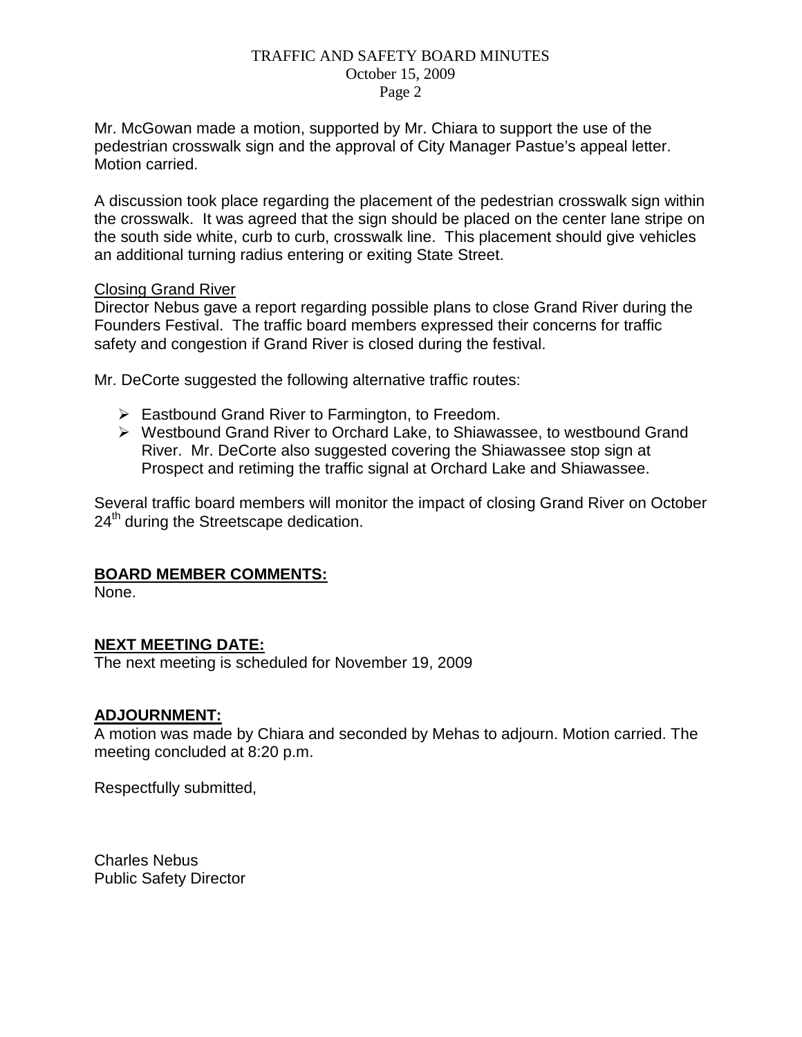Mr. McGowan made a motion, supported by Mr. Chiara to support the use of the pedestrian crosswalk sign and the approval of City Manager Pastue's appeal letter. Motion carried.

A discussion took place regarding the placement of the pedestrian crosswalk sign within the crosswalk. It was agreed that the sign should be placed on the center lane stripe on the south side white, curb to curb, crosswalk line. This placement should give vehicles an additional turning radius entering or exiting State Street.

<u>Closing Grand River</u>

Director Nebus gave a report regarding possible plans to close Grand River during the Founders Festival. The traffic board members expressed their concerns for traffic safety and congestion if Grand River is closed during the festival.

Mr. DeCorte suggested the following alternative traffic routes:

- Eastbound Grand River to Farmington, to Freedom.
- Westbound Grand River to Orchard Lake, to Shiawassee, to westbound Grand River. Mr. DeCorte also suggested covering the Shiawassee stop sign at Prospect and retiming the traffic signal at Orchard Lake and Shiawassee.

Several traffic board members will monitor the impact of closing Grand River on October 24th during the Streetscape dedication.

## BOARD MEMBER COMMENTS:

None.

## NEXT MEETING DATE:

The next meeting is scheduled for November 19, 2009

## ADJOURNMENT:

A motion was made by Chiara and seconded by Mehas to adjourn. Motion carried. The meeting concluded at 8:20 p.m.

Respectfully submitted,

Charles Nebus
Public Safety Director